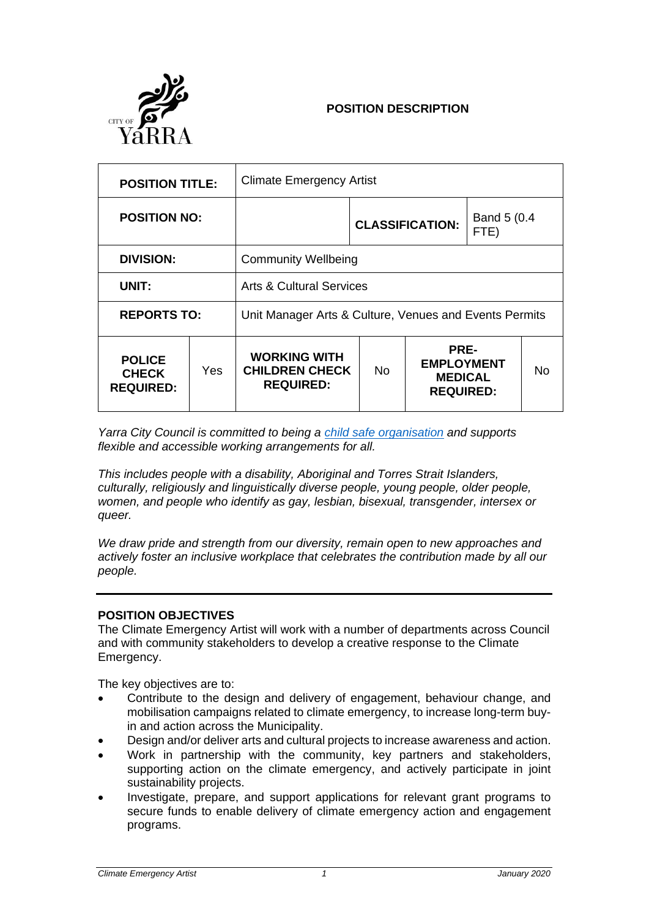**POSITION DESCRIPTION**

| **POSITION TITLE:** | | Climate Emergency Artist | | | |
|---|---|---|---|---|---|
| **POSITION NO:** | | | **CLASSIFICATION:** | | Band 5 (0.4 FTE) |
| **DIVISION:** | | Community Wellbeing | | | |
| **UNIT:** | | Arts & Cultural Services | | | |
| **REPORTS TO:** | | Unit Manager Arts & Culture, Venues and Events Permits | | | |
| **POLICE CHECK REQUIRED:** | Yes | **WORKING WITH CHILDREN CHECK REQUIRED:** | No | **PRE-EMPLOYMENT MEDICAL REQUIRED:** | No |

*Yarra City Council is committed to being a child safe organisation and supports flexible and accessible working arrangements for all.*

*This includes people with a disability, Aboriginal and Torres Strait Islanders, culturally, religiously and linguistically diverse people, young people, older people, women, and people who identify as gay, lesbian, bisexual, transgender, intersex or queer.*

*We draw pride and strength from our diversity, remain open to new approaches and actively foster an inclusive workplace that celebrates the contribution made by all our people.*

---

**POSITION OBJECTIVES**

The Climate Emergency Artist will work with a number of departments across Council and with community stakeholders to develop a creative response to the Climate Emergency.

The key objectives are to:

- Contribute to the design and delivery of engagement, behaviour change, and mobilisation campaigns related to climate emergency, to increase long-term buy-in and action across the Municipality.
- Design and/or deliver arts and cultural projects to increase awareness and action.
- Work in partnership with the community, key partners and stakeholders, supporting action on the climate emergency, and actively participate in joint sustainability projects.
- Investigate, prepare, and support applications for relevant grant programs to secure funds to enable delivery of climate emergency action and engagement programs.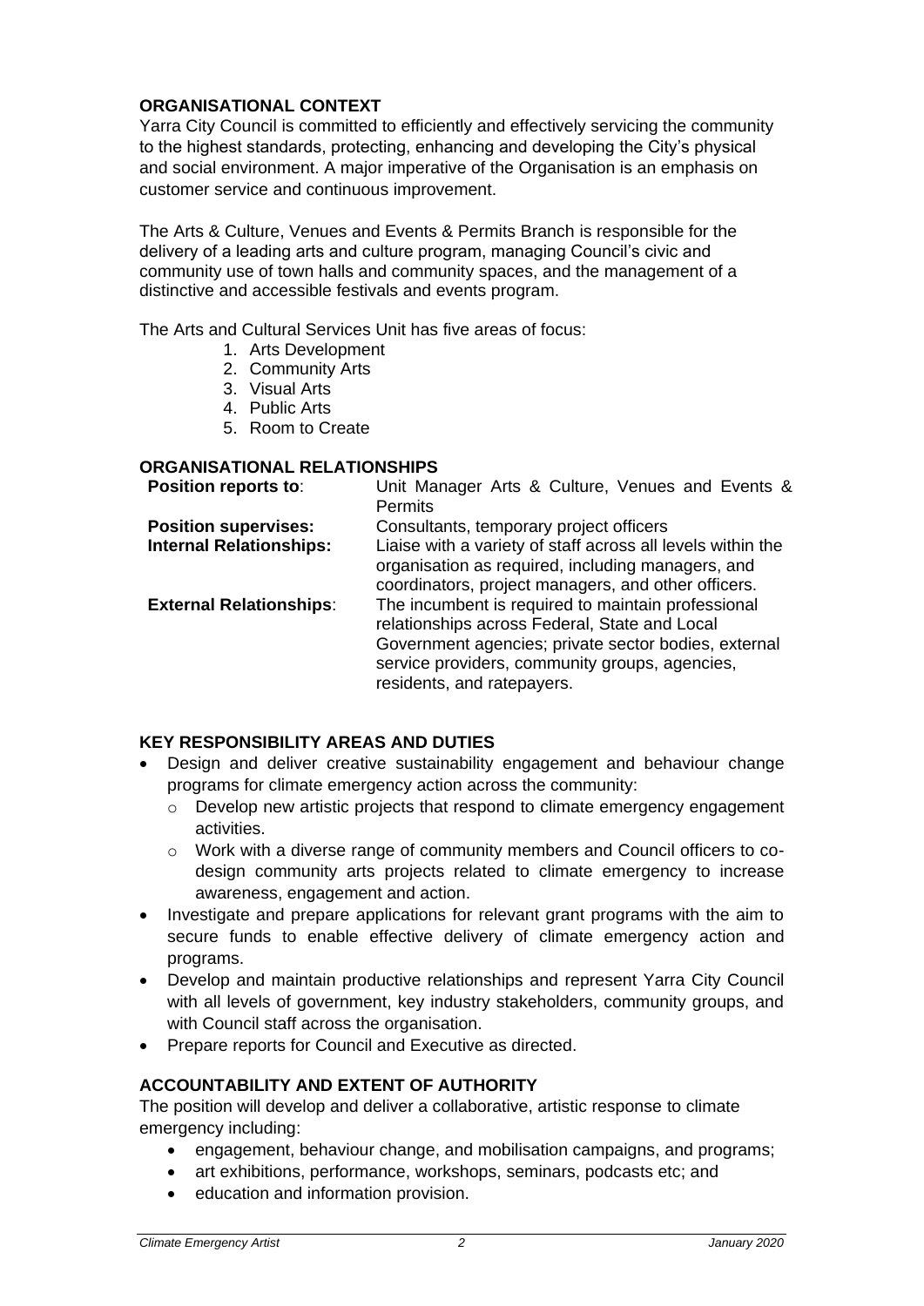## ORGANISATIONAL CONTEXT

Yarra City Council is committed to efficiently and effectively servicing the community to the highest standards, protecting, enhancing and developing the City's physical and social environment. A major imperative of the Organisation is an emphasis on customer service and continuous improvement.

The Arts & Culture, Venues and Events & Permits Branch is responsible for the delivery of a leading arts and culture program, managing Council's civic and community use of town halls and community spaces, and the management of a distinctive and accessible festivals and events program.

The Arts and Cultural Services Unit has five areas of focus:

1. Arts Development
2. Community Arts
3. Visual Arts
4. Public Arts
5. Room to Create

## ORGANISATIONAL RELATIONSHIPS

| | |
|---|---|
| **Position reports to**: | Unit Manager Arts & Culture, Venues and Events & Permits |
| **Position supervises:** | Consultants, temporary project officers |
| **Internal Relationships:** | Liaise with a variety of staff across all levels within the organisation as required, including managers, and coordinators, project managers, and other officers. |
| **External Relationships**: | The incumbent is required to maintain professional relationships across Federal, State and Local Government agencies; private sector bodies, external service providers, community groups, agencies, residents, and ratepayers. |

## KEY RESPONSIBILITY AREAS AND DUTIES

- Design and deliver creative sustainability engagement and behaviour change programs for climate emergency action across the community:
  - Develop new artistic projects that respond to climate emergency engagement activities.
  - Work with a diverse range of community members and Council officers to co-design community arts projects related to climate emergency to increase awareness, engagement and action.
- Investigate and prepare applications for relevant grant programs with the aim to secure funds to enable effective delivery of climate emergency action and programs.
- Develop and maintain productive relationships and represent Yarra City Council with all levels of government, key industry stakeholders, community groups, and with Council staff across the organisation.
- Prepare reports for Council and Executive as directed.

## ACCOUNTABILITY AND EXTENT OF AUTHORITY

The position will develop and deliver a collaborative, artistic response to climate emergency including:

- engagement, behaviour change, and mobilisation campaigns, and programs;
- art exhibitions, performance, workshops, seminars, podcasts etc; and
- education and information provision.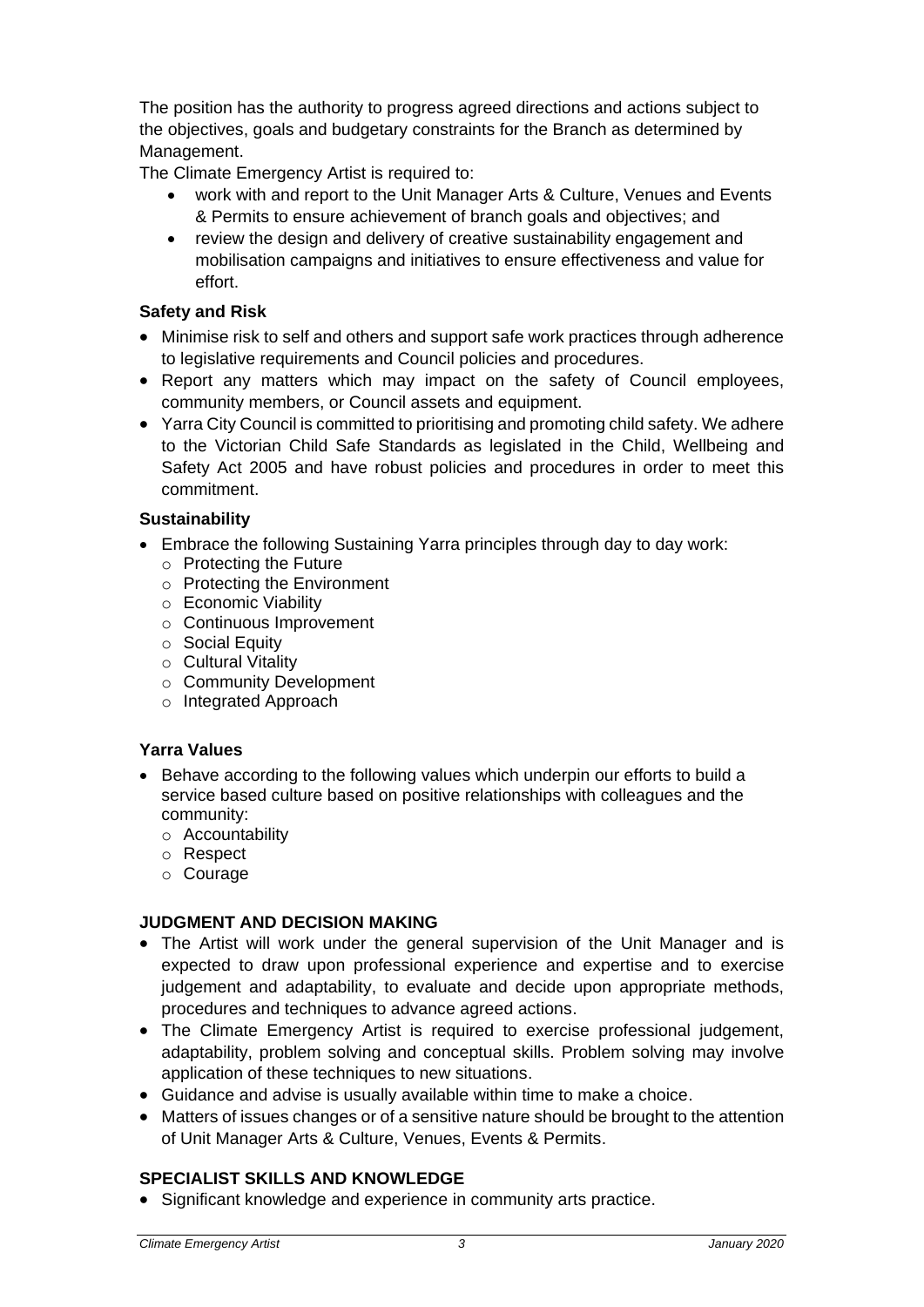The position has the authority to progress agreed directions and actions subject to the objectives, goals and budgetary constraints for the Branch as determined by Management.

The Climate Emergency Artist is required to:

- work with and report to the Unit Manager Arts & Culture, Venues and Events & Permits to ensure achievement of branch goals and objectives; and
- review the design and delivery of creative sustainability engagement and mobilisation campaigns and initiatives to ensure effectiveness and value for effort.

**Safety and Risk**

- Minimise risk to self and others and support safe work practices through adherence to legislative requirements and Council policies and procedures.
- Report any matters which may impact on the safety of Council employees, community members, or Council assets and equipment.
- Yarra City Council is committed to prioritising and promoting child safety. We adhere to the Victorian Child Safe Standards as legislated in the Child, Wellbeing and Safety Act 2005 and have robust policies and procedures in order to meet this commitment.

**Sustainability**

- Embrace the following Sustaining Yarra principles through day to day work:
  - Protecting the Future
  - Protecting the Environment
  - Economic Viability
  - Continuous Improvement
  - Social Equity
  - Cultural Vitality
  - Community Development
  - Integrated Approach

**Yarra Values**

- Behave according to the following values which underpin our efforts to build a service based culture based on positive relationships with colleagues and the community:
  - Accountability
  - Respect
  - Courage

**JUDGMENT AND DECISION MAKING**

- The Artist will work under the general supervision of the Unit Manager and is expected to draw upon professional experience and expertise and to exercise judgement and adaptability, to evaluate and decide upon appropriate methods, procedures and techniques to advance agreed actions.
- The Climate Emergency Artist is required to exercise professional judgement, adaptability, problem solving and conceptual skills. Problem solving may involve application of these techniques to new situations.
- Guidance and advise is usually available within time to make a choice.
- Matters of issues changes or of a sensitive nature should be brought to the attention of Unit Manager Arts & Culture, Venues, Events & Permits.

**SPECIALIST SKILLS AND KNOWLEDGE**

- Significant knowledge and experience in community arts practice.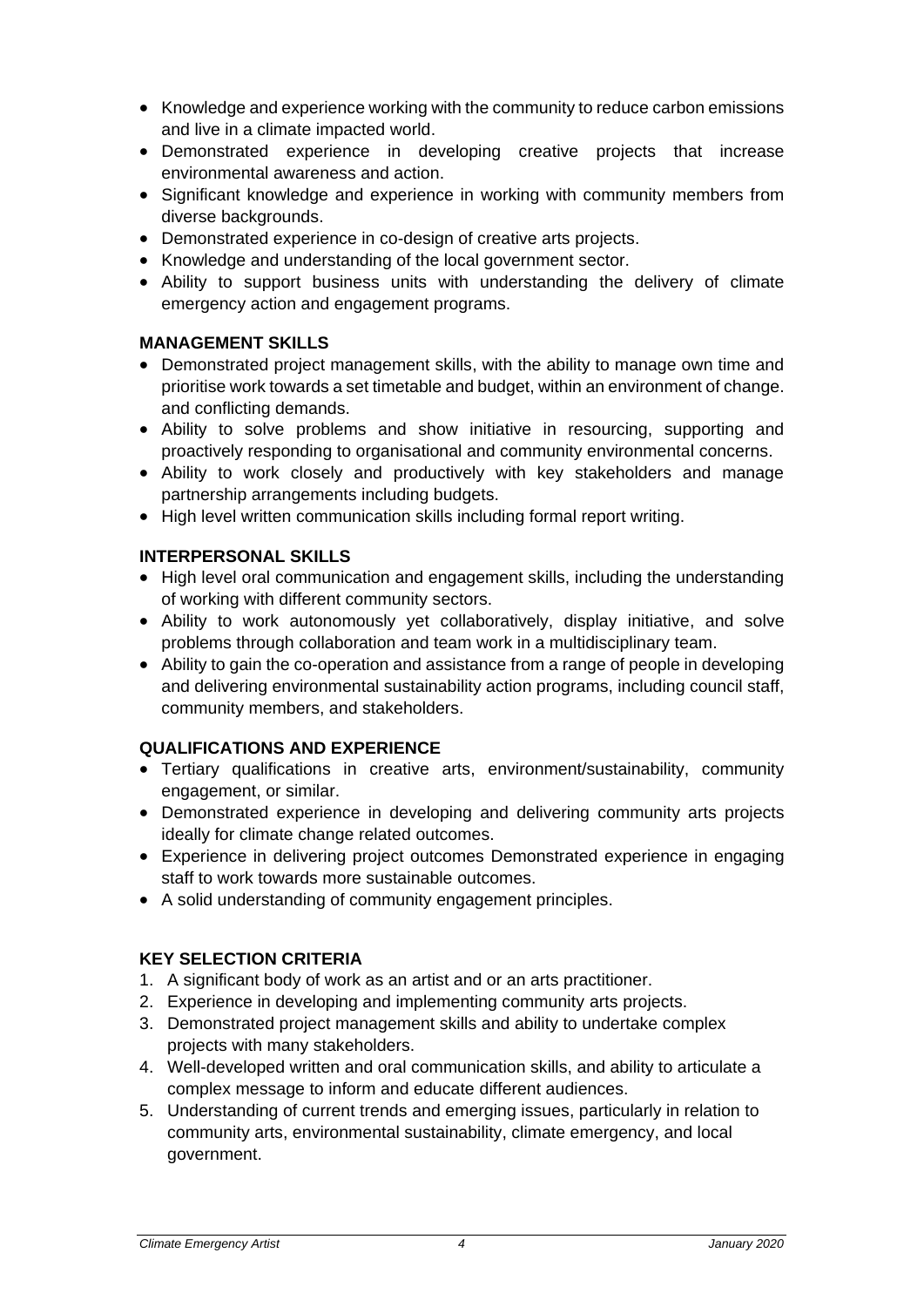- Knowledge and experience working with the community to reduce carbon emissions and live in a climate impacted world.
- Demonstrated experience in developing creative projects that increase environmental awareness and action.
- Significant knowledge and experience in working with community members from diverse backgrounds.
- Demonstrated experience in co-design of creative arts projects.
- Knowledge and understanding of the local government sector.
- Ability to support business units with understanding the delivery of climate emergency action and engagement programs.

**MANAGEMENT SKILLS**

- Demonstrated project management skills, with the ability to manage own time and prioritise work towards a set timetable and budget, within an environment of change. and conflicting demands.
- Ability to solve problems and show initiative in resourcing, supporting and proactively responding to organisational and community environmental concerns.
- Ability to work closely and productively with key stakeholders and manage partnership arrangements including budgets.
- High level written communication skills including formal report writing.

**INTERPERSONAL SKILLS**

- High level oral communication and engagement skills, including the understanding of working with different community sectors.
- Ability to work autonomously yet collaboratively, display initiative, and solve problems through collaboration and team work in a multidisciplinary team.
- Ability to gain the co-operation and assistance from a range of people in developing and delivering environmental sustainability action programs, including council staff, community members, and stakeholders.

**QUALIFICATIONS AND EXPERIENCE**

- Tertiary qualifications in creative arts, environment/sustainability, community engagement, or similar.
- Demonstrated experience in developing and delivering community arts projects ideally for climate change related outcomes.
- Experience in delivering project outcomes Demonstrated experience in engaging staff to work towards more sustainable outcomes.
- A solid understanding of community engagement principles.

**KEY SELECTION CRITERIA**

1. A significant body of work as an artist and or an arts practitioner.
2. Experience in developing and implementing community arts projects.
3. Demonstrated project management skills and ability to undertake complex projects with many stakeholders.
4. Well-developed written and oral communication skills, and ability to articulate a complex message to inform and educate different audiences.
5. Understanding of current trends and emerging issues, particularly in relation to community arts, environmental sustainability, climate emergency, and local government.